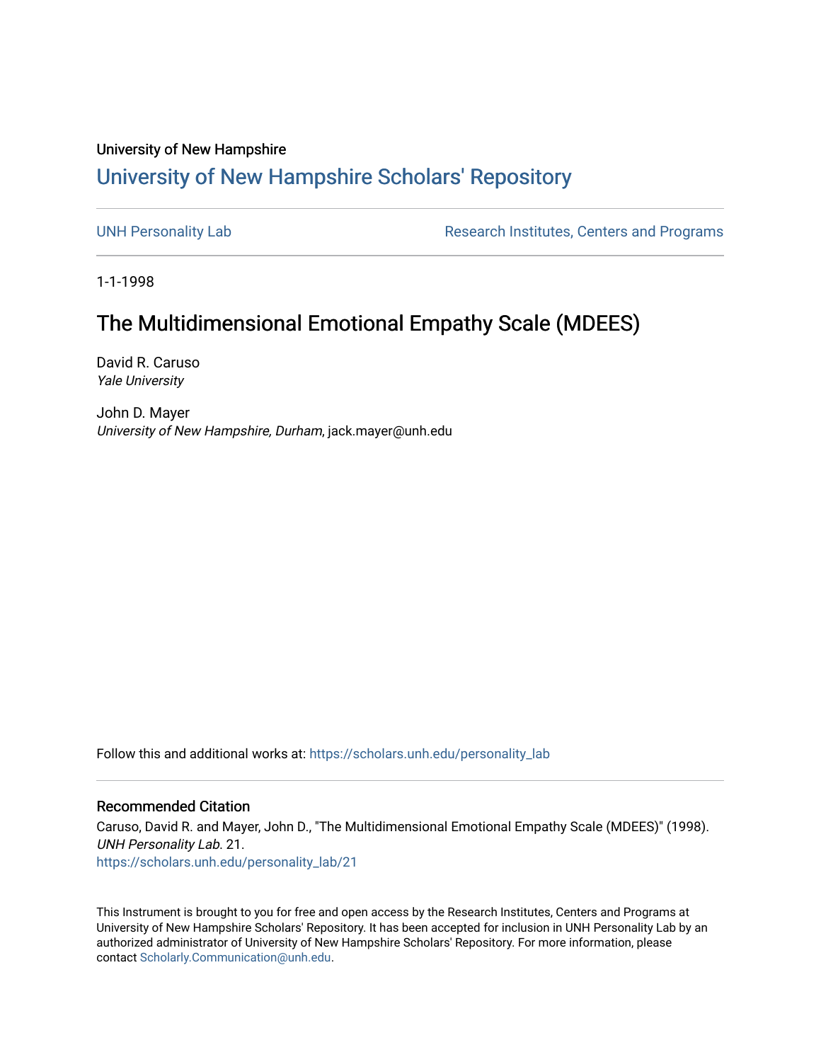University of New Hampshire

# University of New Hampshire Scholars' Repository

UNH Personality Lab | Research Institutes, Centers and Programs

1-1-1998

## The Multidimensional Emotional Empathy Scale (MDEES)

David R. Caruso
*Yale University*

John D. Mayer
*University of New Hampshire, Durham*, jack.mayer@unh.edu

Follow this and additional works at: https://scholars.unh.edu/personality_lab

### Recommended Citation

Caruso, David R. and Mayer, John D., "The Multidimensional Emotional Empathy Scale (MDEES)" (1998). *UNH Personality Lab*. 21.
https://scholars.unh.edu/personality_lab/21

This Instrument is brought to you for free and open access by the Research Institutes, Centers and Programs at University of New Hampshire Scholars' Repository. It has been accepted for inclusion in UNH Personality Lab by an authorized administrator of University of New Hampshire Scholars' Repository. For more information, please contact Scholarly.Communication@unh.edu.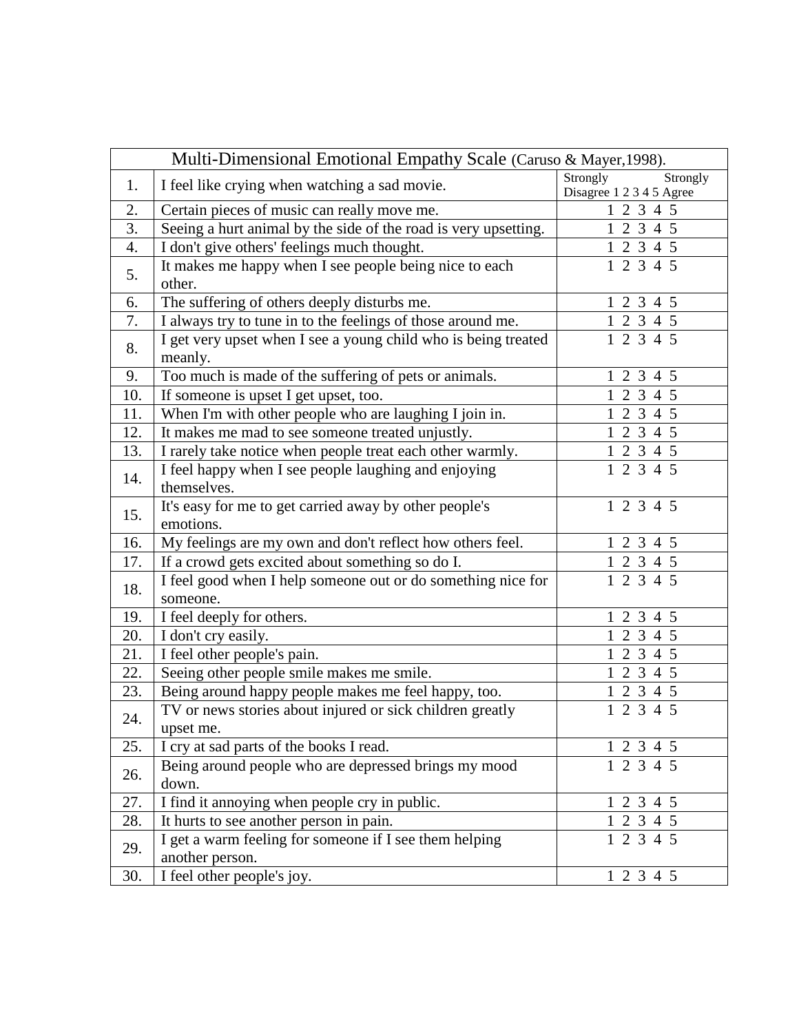| Multi-Dimensional Emotional Empathy Scale (Caruso & Mayer,1998). | | |
|---|---|---|
| 1. | I feel like crying when watching a sad movie. | Strongly Disagree 1 2 3 4 5 Strongly Agree |
| 2. | Certain pieces of music can really move me. | 1 2 3 4 5 |
| 3. | Seeing a hurt animal by the side of the road is very upsetting. | 1 2 3 4 5 |
| 4. | I don't give others' feelings much thought. | 1 2 3 4 5 |
| 5. | It makes me happy when I see people being nice to each other. | 1 2 3 4 5 |
| 6. | The suffering of others deeply disturbs me. | 1 2 3 4 5 |
| 7. | I always try to tune in to the feelings of those around me. | 1 2 3 4 5 |
| 8. | I get very upset when I see a young child who is being treated meanly. | 1 2 3 4 5 |
| 9. | Too much is made of the suffering of pets or animals. | 1 2 3 4 5 |
| 10. | If someone is upset I get upset, too. | 1 2 3 4 5 |
| 11. | When I'm with other people who are laughing I join in. | 1 2 3 4 5 |
| 12. | It makes me mad to see someone treated unjustly. | 1 2 3 4 5 |
| 13. | I rarely take notice when people treat each other warmly. | 1 2 3 4 5 |
| 14. | I feel happy when I see people laughing and enjoying themselves. | 1 2 3 4 5 |
| 15. | It's easy for me to get carried away by other people's emotions. | 1 2 3 4 5 |
| 16. | My feelings are my own and don't reflect how others feel. | 1 2 3 4 5 |
| 17. | If a crowd gets excited about something so do I. | 1 2 3 4 5 |
| 18. | I feel good when I help someone out or do something nice for someone. | 1 2 3 4 5 |
| 19. | I feel deeply for others. | 1 2 3 4 5 |
| 20. | I don't cry easily. | 1 2 3 4 5 |
| 21. | I feel other people's pain. | 1 2 3 4 5 |
| 22. | Seeing other people smile makes me smile. | 1 2 3 4 5 |
| 23. | Being around happy people makes me feel happy, too. | 1 2 3 4 5 |
| 24. | TV or news stories about injured or sick children greatly upset me. | 1 2 3 4 5 |
| 25. | I cry at sad parts of the books I read. | 1 2 3 4 5 |
| 26. | Being around people who are depressed brings my mood down. | 1 2 3 4 5 |
| 27. | I find it annoying when people cry in public. | 1 2 3 4 5 |
| 28. | It hurts to see another person in pain. | 1 2 3 4 5 |
| 29. | I get a warm feeling for someone if I see them helping another person. | 1 2 3 4 5 |
| 30. | I feel other people's joy. | 1 2 3 4 5 |